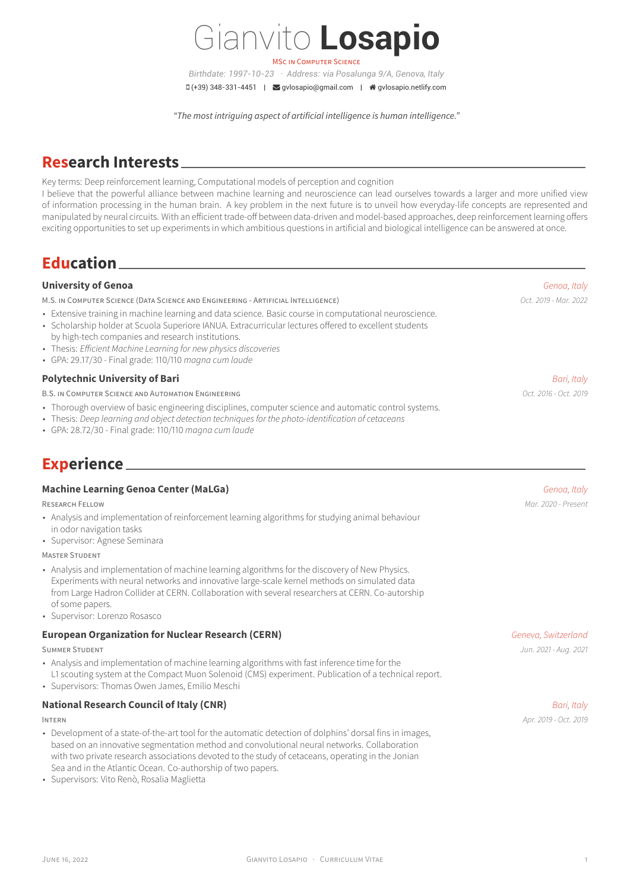# Gianvito **Losapio**

MSc in Computer Science

*Birthdate: 1997-10-23 · Address: via Posalunga 9/A, Genova, Italy*

(+39) 348-331-4451 | gvlosapio@gmail.com | gvlosapio.netlify.com

*"The most intriguing aspect of artificial intelligence is human intelligence."*

## Research Interests

Key terms: Deep reinforcement learning, Computational models of perception and cognition

I believe that the powerful alliance between machine learning and neuroscience can lead ourselves towards a larger and more unified view of information processing in the human brain. A key problem in the next future is to unveil how everyday-life concepts are represented and manipulated by neural circuits. With an efficient trade-off between data-driven and model-based approaches, deep reinforcement learning offers exciting opportunities to set up experiments in which ambitious questions in artificial and biological intelligence can be answered at once.

## Education

### University of Genoa — *Genoa, Italy*

M.S. in Computer Science (Data Science and Engineering - Artificial Intelligence) — *Oct. 2019 - Mar. 2022*

- Extensive training in machine learning and data science. Basic course in computational neuroscience.
- Scholarship holder at Scuola Superiore IANUA. Extracurricular lectures offered to excellent students by high-tech companies and research institutions.
- Thesis: *Efficient Machine Learning for new physics discoveries*
- GPA: 29.17/30 - Final grade: 110/110 *magna cum laude*

### Polytechnic University of Bari — *Bari, Italy*

B.S. in Computer Science and Automation Engineering — *Oct. 2016 - Oct. 2019*

- Thorough overview of basic engineering disciplines, computer science and automatic control systems.
- Thesis: *Deep learning and object detection techniques for the photo-identification of cetaceans*
- GPA: 28.72/30 - Final grade: 110/110 *magna cum laude*

## Experience

### Machine Learning Genoa Center (MaLGa) — *Genoa, Italy*

Research Fellow — *Mar. 2020 - Present*

- Analysis and implementation of reinforcement learning algorithms for studying animal behaviour in odor navigation tasks
- Supervisor: Agnese Seminara

Master Student

- Analysis and implementation of machine learning algorithms for the discovery of New Physics. Experiments with neural networks and innovative large-scale kernel methods on simulated data from Large Hadron Collider at CERN. Collaboration with several researchers at CERN. Co-autorship of some papers.
- Supervisor: Lorenzo Rosasco

### European Organization for Nuclear Research (CERN) — *Geneva, Switzerland*

Summer Student — *Jun. 2021 - Aug. 2021*

- Analysis and implementation of machine learning algorithms with fast inference time for the L1 scouting system at the Compact Muon Solenoid (CMS) experiment. Publication of a technical report.
- Supervisors: Thomas Owen James, Emilio Meschi

### National Research Council of Italy (CNR) — *Bari, Italy*

Intern — *Apr. 2019 - Oct. 2019*

- Development of a state-of-the-art tool for the automatic detection of dolphins' dorsal fins in images, based on an innovative segmentation method and convolutional neural networks. Collaboration with two private research associations devoted to the study of cetaceans, operating in the Jonian Sea and in the Atlantic Ocean. Co-authorship of two papers.
- Supervisors: Vito Renò, Rosalia Maglietta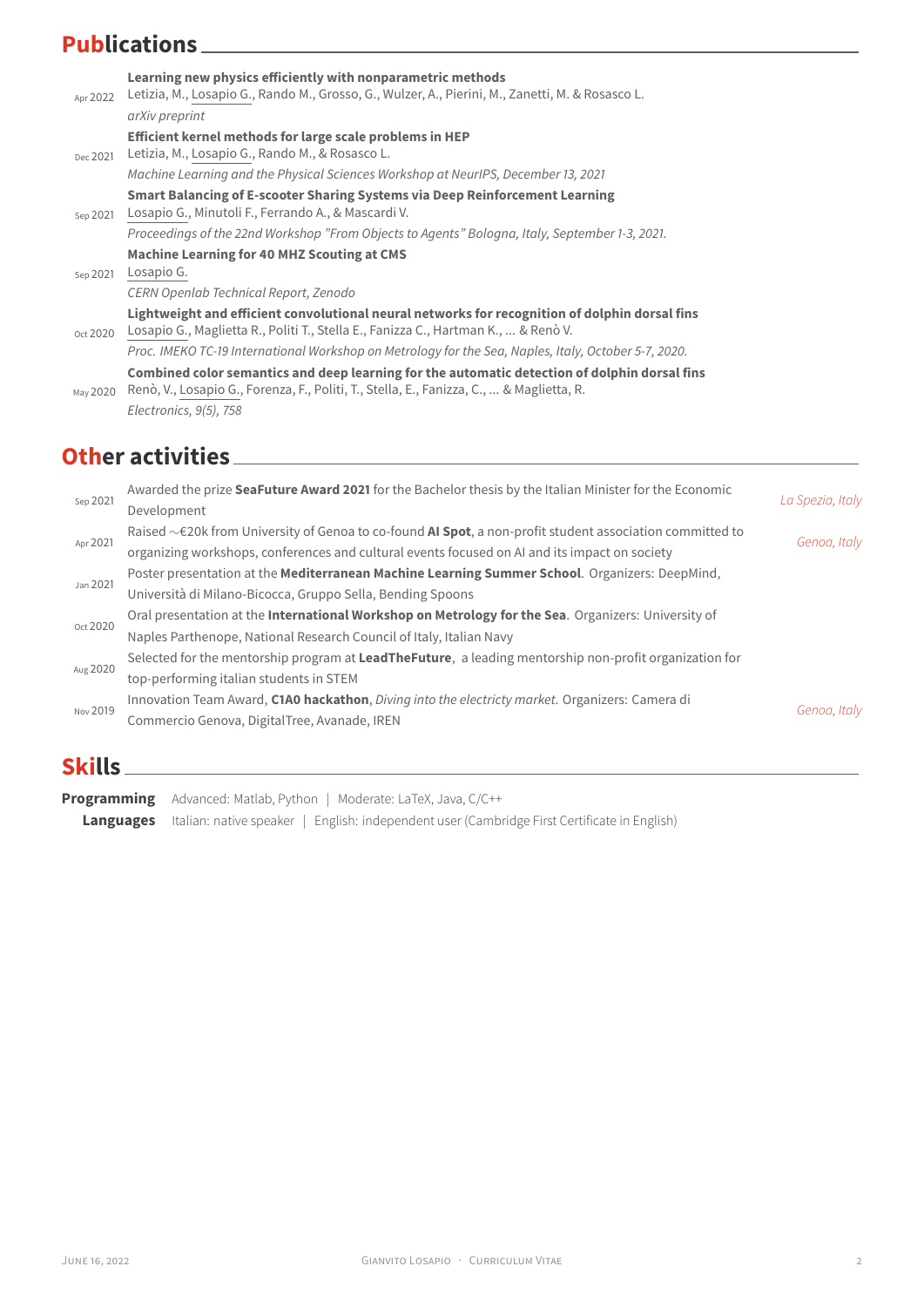## Publications

**Apr 2022**
**Learning new physics efficiently with nonparametric methods**
Letizia, M., Losapio G., Rando M., Grosso, G., Wulzer, A., Pierini, M., Zanetti, M. & Rosasco L.
*arXiv preprint*

**Dec 2021**
**Efficient kernel methods for large scale problems in HEP**
Letizia, M., Losapio G., Rando M., & Rosasco L.
*Machine Learning and the Physical Sciences Workshop at NeurIPS, December 13, 2021*

**Sep 2021**
**Smart Balancing of E-scooter Sharing Systems via Deep Reinforcement Learning**
Losapio G., Minutoli F., Ferrando A., & Mascardi V.
*Proceedings of the 22nd Workshop "From Objects to Agents" Bologna, Italy, September 1-3, 2021.*

**Sep 2021**
**Machine Learning for 40 MHZ Scouting at CMS**
Losapio G.
*CERN Openlab Technical Report, Zenodo*

**Oct 2020**
**Lightweight and efficient convolutional neural networks for recognition of dolphin dorsal fins**
Losapio G., Maglietta R., Politi T., Stella E., Fanizza C., Hartman K., ... & Renò V.
*Proc. IMEKO TC-19 International Workshop on Metrology for the Sea, Naples, Italy, October 5-7, 2020.*

**May 2020**
**Combined color semantics and deep learning for the automatic detection of dolphin dorsal fins**
Renò, V., Losapio G., Forenza, F., Politi, T., Stella, E., Fanizza, C., ... & Maglietta, R.
*Electronics, 9(5), 758*

## Other activities

- **Sep 2021** — Awarded the prize **SeaFuture Award 2021** for the Bachelor thesis by the Italian Minister for the Economic Development — *La Spezia, Italy*
- **Apr 2021** — Raised ∼€20k from University of Genoa to co-found **AI Spot**, a non-profit student association committed to organizing workshops, conferences and cultural events focused on AI and its impact on society — *Genoa, Italy*
- **Jan 2021** — Poster presentation at the **Mediterranean Machine Learning Summer School**. Organizers: DeepMind, Università di Milano-Bicocca, Gruppo Sella, Bending Spoons
- **Oct 2020** — Oral presentation at the **International Workshop on Metrology for the Sea**. Organizers: University of Naples Parthenope, National Research Council of Italy, Italian Navy
- **Aug 2020** — Selected for the mentorship program at **LeadTheFuture**, a leading mentorship non-profit organization for top-performing italian students in STEM
- **Nov 2019** — Innovation Team Award, **C1A0 hackathon**, *Diving into the electricty market*. Organizers: Camera di Commercio Genova, DigitalTree, Avanade, IREN — *Genoa, Italy*

## Skills

**Programming** Advanced: Matlab, Python | Moderate: LaTeX, Java, C/C++

**Languages** Italian: native speaker | English: independent user (Cambridge First Certificate in English)